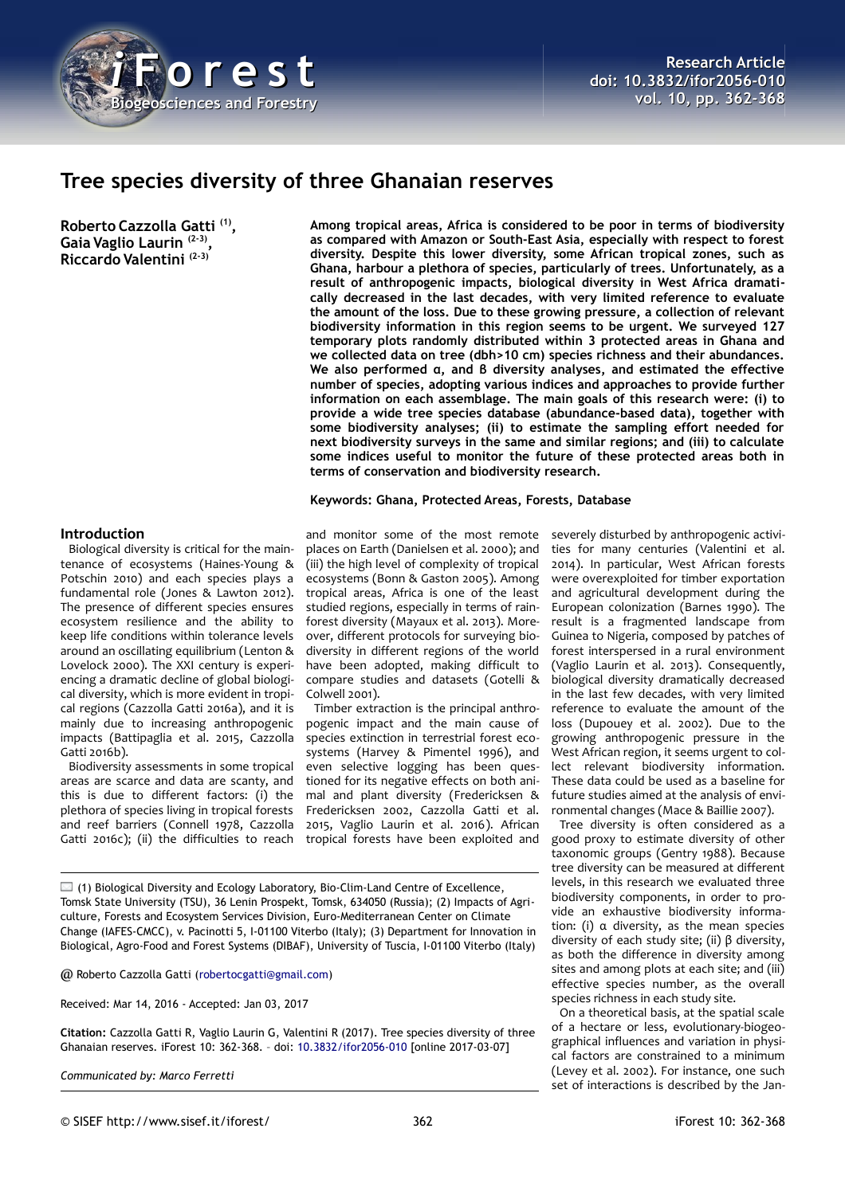# Tree species diversity of three Ghanaian reserves

**Roberto Cazzola Gatti [(1)], Gaia Vaglio Laurin [(2-3)], Riccardo Valentini [(2-3)]**

**Among tropical areas, Africa is considered to be poor in terms of biodiversity as compared with Amazon or South-East Asia, especially with respect to forest diversity. Despite this lower diversity, some African tropical zones, such as Ghana, harbour a plethora of species, particularly of trees. Unfortunately, as a result of anthropogenic impacts, biological diversity in West Africa dramatically decreased in the last decades, with very limited reference to evaluate the amount of the loss. Due to these growing pressure, a collection of relevant biodiversity information in this region seems to be urgent. We surveyed 127 temporary plots randomly distributed within 3 protected areas in Ghana and we collected data on tree (dbh>10 cm) species richness and their abundances. We also performed α, and β diversity analyses, and estimated the effective number of species, adopting various indices and approaches to provide further information on each assemblage. The main goals of this research were: (i) to provide a wide tree species database (abundance-based data), together with some biodiversity analyses; (ii) to estimate the sampling effort needed for next biodiversity surveys in the same and similar regions; and (iii) to calculate some indices useful to monitor the future of these protected areas both in terms of conservation and biodiversity research.**

**Keywords: Ghana, Protected Areas, Forests, Database**

## Introduction

Biological diversity is critical for the maintenance of ecosystems (Haines-Young & Potschin 2010) and each species plays a fundamental role (Jones & Lawton 2012). The presence of different species ensures ecosystem resilience and the ability to keep life conditions within tolerance levels around an oscillating equilibrium (Lenton & Lovelock 2000). The XXI century is experiencing a dramatic decline of global biological diversity, which is more evident in tropical regions (Cazzola Gatti 2016a), and it is mainly due to increasing anthropogenic impacts (Battipaglia et al. 2015, Cazzola Gatti 2016b).

Biodiversity assessments in some tropical areas are scarce and data are scanty, and this is due to different factors: (i) the plethora of species living in tropical forests and reef barriers (Connell 1978, Cazzola Gatti 2016c); (ii) the difficulties to reach and monitor some of the most remote places on Earth (Danielsen et al. 2000); and (iii) the high level of complexity of tropical ecosystems (Bonn & Gaston 2005). Among tropical areas, Africa is one of the least studied regions, especially in terms of rainforest diversity (Mayaux et al. 2013). Moreover, different protocols for surveying biodiversity in different regions of the world have been adopted, making difficult to compare studies and datasets (Gotelli & Colwell 2001).

Timber extraction is the principal anthropogenic impact and the main cause of species extinction in terrestrial forest ecosystems (Harvey & Pimentel 1996), and even selective logging has been questioned for its negative effects on both animal and plant diversity (Fredericksen & Fredericksen 2002, Cazzola Gatti et al. 2015, Vaglio Laurin et al. 2016). African tropical forests have been exploited and severely disturbed by anthropogenic activities for many centuries (Valentini et al. 2014). In particular, West African forests were overexploited for timber exportation and agricultural development during the European colonization (Barnes 1990). The result is a fragmented landscape from Guinea to Nigeria, composed by patches of forest interspersed in a rural environment (Vaglio Laurin et al. 2013). Consequently, biological diversity dramatically decreased in the last few decades, with very limited reference to evaluate the amount of the loss (Dupouey et al. 2002). Due to the growing anthropogenic pressure in the West African region, it seems urgent to collect relevant biodiversity information. These data could be used as a baseline for future studies aimed at the analysis of environmental changes (Mace & Baillie 2007).

Tree diversity is often considered as a good proxy to estimate diversity of other taxonomic groups (Gentry 1988). Because tree diversity can be measured at different levels, in this research we evaluated three biodiversity components, in order to provide an exhaustive biodiversity information: (i) α diversity, as the mean species diversity of each study site; (ii) β diversity, as both the difference in diversity among sites and among plots at each site; and (iii) effective species number, as the overall species richness in each study site.

On a theoretical basis, at the spatial scale of a hectare or less, evolutionary-biogeographical influences and variation in physical factors are constrained to a minimum (Levey et al. 2002). For instance, one such set of interactions is described by the Jan-

---

(1) Biological Diversity and Ecology Laboratory, Bio-Clim-Land Centre of Excellence, Tomsk State University (TSU), 36 Lenin Prospekt, Tomsk, 634050 (Russia); (2) Impacts of Agriculture, Forests and Ecosystem Services Division, Euro-Mediterranean Center on Climate Change (IAFES-CMCC), v. Pacinotti 5, I-01100 Viterbo (Italy); (3) Department for Innovation in Biological, Agro-Food and Forest Systems (DIBAF), University of Tuscia, I-01100 Viterbo (Italy)

@ Roberto Cazzola Gatti (robertocgatti@gmail.com)

Received: Mar 14, 2016 - Accepted: Jan 03, 2017

**Citation:** Cazzola Gatti R, Vaglio Laurin G, Valentini R (2017). Tree species diversity of three Ghanaian reserves. iForest 10: 362-368. – doi: 10.3832/ifor2056-010 [online 2017-03-07]

*Communicated by: Marco Ferretti*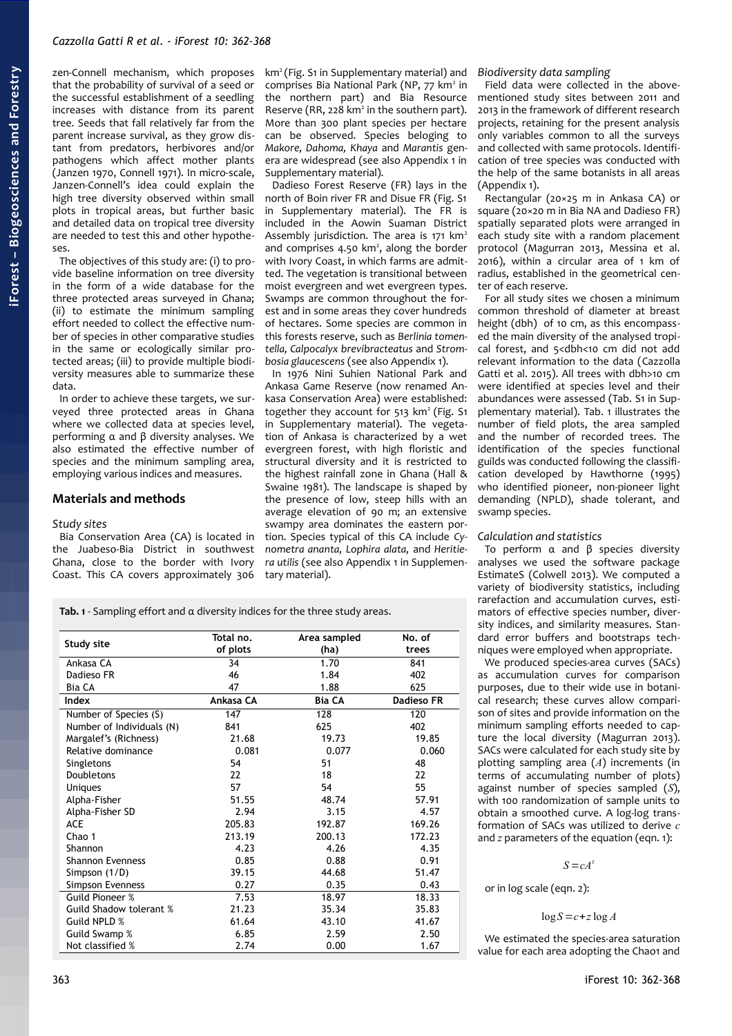zen-Connell mechanism, which proposes that the probability of survival of a seed or the successful establishment of a seedling increases with distance from its parent tree. Seeds that fall relatively far from the parent increase survival, as they grow distant from predators, herbivores and/or pathogens which affect mother plants (Janzen 1970, Connell 1971). In micro-scale, Janzen-Connell's idea could explain the high tree diversity observed within small plots in tropical areas, but further basic and detailed data on tropical tree diversity are needed to test this and other hypotheses.

The objectives of this study are: (i) to provide baseline information on tree diversity in the form of a wide database for the three protected areas surveyed in Ghana; (ii) to estimate the minimum sampling effort needed to collect the effective number of species in other comparative studies in the same or ecologically similar protected areas; (iii) to provide multiple biodiversity measures able to summarize these data.

In order to achieve these targets, we surveyed three protected areas in Ghana where we collected data at species level, performing α and β diversity analyses. We also estimated the effective number of species and the minimum sampling area, employing various indices and measures.

## Materials and methods

### Study sites

Bia Conservation Area (CA) is located in the Juabeso-Bia District in southwest Ghana, close to the border with Ivory Coast. This CA covers approximately 306 $km^2$ (Fig. S1 in Supplementary material) and comprises Bia National Park (NP, 77 $km^2$ in the northern part) and Bia Resource Reserve (RR, 228 $km^2$ in the southern part). More than 300 plant species per hectare can be observed. Species beloging to *Makore, Dahoma, Khaya* and *Marantis* genera are widespread (see also Appendix 1 in Supplementary material).

Dadieso Forest Reserve (FR) lays in the north of Boin river FR and Disue FR (Fig. S1 in Supplementary material). The FR is included in the Aowin Suaman District Assembly jurisdiction. The area is 171 $km^2$ and comprises 4.50 $km^2$, along the border with Ivory Coast, in which farms are admitted. The vegetation is transitional between moist evergreen and wet evergreen types. Swamps are common throughout the forest and in some areas they cover hundreds of hectares. Some species are common in this forests reserve, such as *Berlinia tomentella, Calpocalyx brevibracteatus* and *Strombosia glaucescens* (see also Appendix 1).

In 1976 Nini Suhien National Park and Ankasa Game Reserve (now renamed Ankasa Conservation Area) were established: together they account for 513 $km^2$ (Fig. S1 in Supplementary material). The vegetation of Ankasa is characterized by a wet evergreen forest, with high floristic and structural diversity and it is restricted to the highest rainfall zone in Ghana (Hall & Swaine 1981). The landscape is shaped by the presence of low, steep hills with an average elevation of 90 m; an extensive swampy area dominates the eastern portion. Species typical of this CA include *Cynometra ananta, Lophira alata,* and *Heritiera utilis* (see also Appendix 1 in Supplementary material).

**Tab. 1** - Sampling effort and α diversity indices for the three study areas.

| Study site | Total no. of plots | Area sampled (ha) | No. of trees |
|---|---|---|---|
| Ankasa CA | 34 | 1.70 | 841 |
| Dadieso FR | 46 | 1.84 | 402 |
| Bia CA | 47 | 1.88 | 625 |
| **Index** | **Ankasa CA** | **Bia CA** | **Dadieso FR** |
| Number of Species (S) | 147 | 128 | 120 |
| Number of Individuals (N) | 841 | 625 | 402 |
| Margalef's (Richness) | 21.68 | 19.73 | 19.85 |
| Relative dominance | 0.081 | 0.077 | 0.060 |
| Singletons | 54 | 51 | 48 |
| Doubletons | 22 | 18 | 22 |
| Uniques | 57 | 54 | 55 |
| Alpha-Fisher | 51.55 | 48.74 | 57.91 |
| Alpha-Fisher SD | 2.94 | 3.15 | 4.57 |
| ACE | 205.83 | 192.87 | 169.26 |
| Chao 1 | 213.19 | 200.13 | 172.23 |
| Shannon | 4.23 | 4.26 | 4.35 |
| Shannon Evenness | 0.85 | 0.88 | 0.91 |
| Simpson (1/D) | 39.15 | 44.68 | 51.47 |
| Simpson Evenness | 0.27 | 0.35 | 0.43 |
| Guild Pioneer % | 7.53 | 18.97 | 18.33 |
| Guild Shadow tolerant % | 21.23 | 35.34 | 35.83 |
| Guild NPLD % | 61.64 | 43.10 | 41.67 |
| Guild Swamp % | 6.85 | 2.59 | 2.50 |
| Not classified % | 2.74 | 0.00 | 1.67 |

### Biodiversity data sampling

Field data were collected in the above-mentioned study sites between 2011 and 2013 in the framework of different research projects, retaining for the present analysis only variables common to all the surveys and collected with same protocols. Identification of tree species was conducted with the help of the same botanists in all areas (Appendix 1).

Rectangular (20×25 m in Ankasa CA) or square (20×20 m in Bia NA and Dadieso FR) spatially separated plots were arranged in each study site with a random placement protocol (Magurran 2013, Messina et al. 2016), within a circular area of 1 km of radius, established in the geometrical center of each reserve.

For all study sites we chosen a minimum common threshold of diameter at breast height (dbh) of 10 cm, as this encompassed the main diversity of the analysed tropical forest, and 5<dbh<10 cm did not add relevant information to the data (Cazzolla Gatti et al. 2015). All trees with dbh>10 cm were identified at species level and their abundances were assessed (Tab. S1 in Supplementary material). Tab. 1 illustrates the number of field plots, the area sampled and the number of recorded trees. The identification of the species functional guilds was conducted following the classification developed by Hawthorne (1995) who identified pioneer, non-pioneer light demanding (NPLD), shade tolerant, and swamp species.

### Calculation and statistics

To perform α and β species diversity analyses we used the software package EstimateS (Colwell 2013). We computed a variety of biodiversity statistics, including rarefaction and accumulation curves, estimators of effective species number, diversity indices, and similarity measures. Standard error buffers and bootstraps techniques were employed when appropriate.

We produced species-area curves (SACs) as accumulation curves for comparison purposes, due to their wide use in botanical research; these curves allow comparison of sites and provide information on the minimum sampling efforts needed to capture the local diversity (Magurran 2013). SACs were calculated for each study site by plotting sampling area ($A$) increments (in terms of accumulating number of plots) against number of species sampled ($S$), with 100 randomization of sample units to obtain a smoothed curve. A log-log transformation of SACs was utilized to derive $c$ and $z$ parameters of the equation (eqn. 1):

$$S = cA^z$$

or in log scale (eqn. 2):

$$\log S = c + z \log A$$

We estimated the species-area saturation value for each area adopting the Chao1 and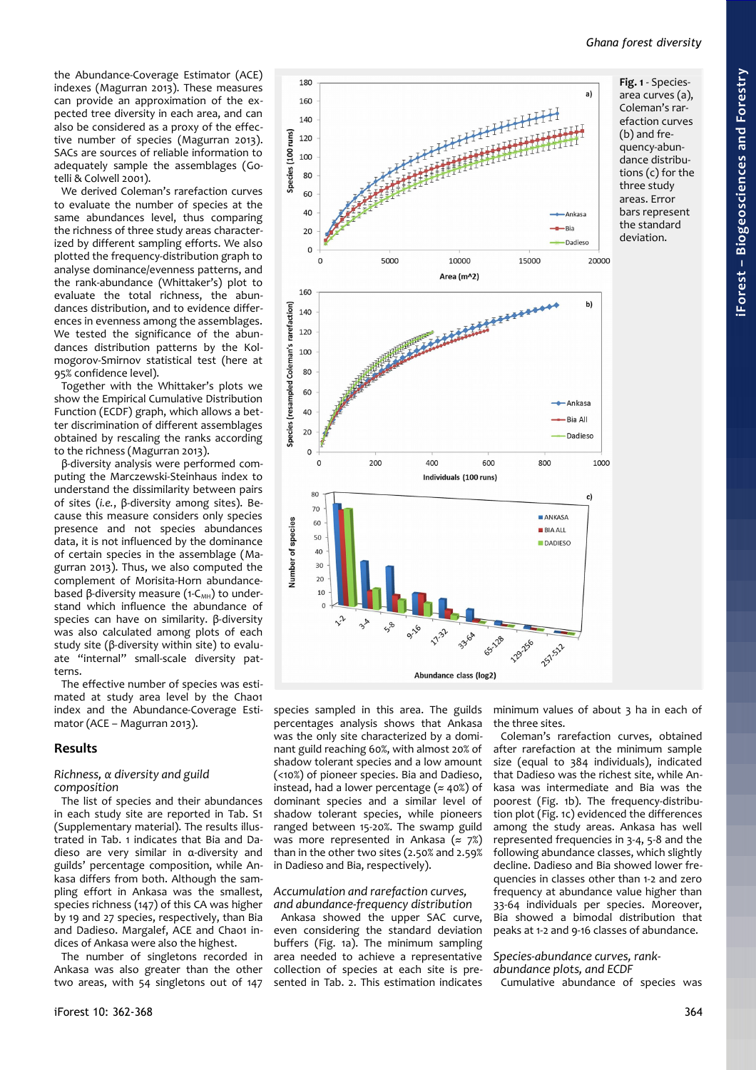the Abundance-Coverage Estimator (ACE) indexes (Magurran 2013). These measures can provide an approximation of the expected tree diversity in each area, and can also be considered as a proxy of the effective number of species (Magurran 2013). SACs are sources of reliable information to adequately sample the assemblages (Gotelli & Colwell 2001).

We derived Coleman's rarefaction curves to evaluate the number of species at the same abundances level, thus comparing the richness of three study areas characterized by different sampling efforts. We also plotted the frequency-distribution graph to analyse dominance/evenness patterns, and the rank-abundance (Whittaker's) plot to evaluate the total richness, the abundances distribution, and to evidence differences in evenness among the assemblages. We tested the significance of the abundances distribution patterns by the Kolmogorov-Smirnov statistical test (here at 95% confidence level).

Together with the Whittaker's plots we show the Empirical Cumulative Distribution Function (ECDF) graph, which allows a better discrimination of different assemblages obtained by rescaling the ranks according to the richness (Magurran 2013).

β-diversity analysis were performed computing the Marczewski-Steinhaus index to understand the dissimilarity between pairs of sites (*i.e.*, β-diversity among sites). Because this measure considers only species presence and not species abundances data, it is not influenced by the dominance of certain species in the assemblage (Magurran 2013). Thus, we also computed the complement of Morisita-Horn abundance-based β-diversity measure ($1-C_{MH}$) to understand which influence the abundance of species can have on similarity. β-diversity was also calculated among plots of each study site (β-diversity within site) to evaluate "internal" small-scale diversity patterns.

The effective number of species was estimated at study area level by the Chao1 index and the Abundance-Coverage Estimator (ACE – Magurran 2013).

## Results

### *Richness, α diversity and guild composition*

The list of species and their abundances in each study site are reported in Tab. S1 (Supplementary material). The results illustrated in Tab. 1 indicates that Bia and Dadieso are very similar in α-diversity and guilds' percentage composition, while Ankasa differs from both. Although the sampling effort in Ankasa was the smallest, species richness (147) of this CA was higher by 19 and 27 species, respectively, than Bia and Dadieso. Margalef, ACE and Chao1 indices of Ankasa were also the highest.

The number of singletons recorded in Ankasa was also greater than the other two areas, with 54 singletons out of 147 species sampled in this area. The guilds percentages analysis shows that Ankasa was the only site characterized by a dominant guild reaching 60%, with almost 20% of shadow tolerant species and a low amount (<10%) of pioneer species. Bia and Dadieso, instead, had a lower percentage (≈ 40%) of dominant species and a similar level of shadow tolerant species, while pioneers ranged between 15-20%. The swamp guild was more represented in Ankasa (≈ 7%) than in the other two sites (2.50% and 2.59% in Dadieso and Bia, respectively).

### *Accumulation and rarefaction curves, and abundance-frequency distribution*

Ankasa showed the upper SAC curve, even considering the standard deviation buffers (Fig. 1a). The minimum sampling area needed to achieve a representative collection of species at each site is presented in Tab. 2. This estimation indicates minimum values of about 3 ha in each of the three sites.

Coleman's rarefaction curves, obtained after rarefaction at the minimum sample size (equal to 384 individuals), indicated that Dadieso was the richest site, while Ankasa was intermediate and Bia was the poorest (Fig. 1b). The frequency-distribution plot (Fig. 1c) evidenced the differences among the study areas. Ankasa has well represented frequencies in 3-4, 5-8 and the following abundance classes, which slightly decline. Dadieso and Bia showed lower frequencies in classes other than 1-2 and zero frequency at abundance value higher than 33-64 individuals per species. Moreover, Bia showed a bimodal distribution that peaks at 1-2 and 9-16 classes of abundance.

### *Species-abundance curves, rank-abundance plots, and ECDF*

Cumulative abundance of species was

**Fig. 1** - Species-area curves (a), Coleman's rarefaction curves (b) and frequency-abundance distributions (c) for the three study areas. Error bars represent the standard deviation.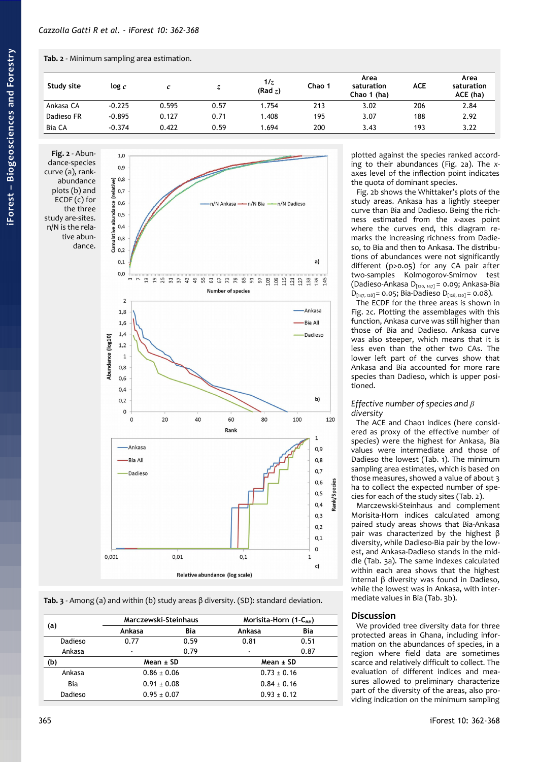**Tab. 2** - Minimum sampling area estimation.

| Study site | log $c$ | $c$ | $z$ | $1/z$ (Rad $z$) | Chao 1 | Area saturation Chao 1 (ha) | ACE | Area saturation ACE (ha) |
|---|---|---|---|---|---|---|---|---|
| Ankasa CA | -0.225 | 0.595 | 0.57 | 1.754 | 213 | 3.02 | 206 | 2.84 |
| Dadieso FR | -0.895 | 0.127 | 0.71 | 1.408 | 195 | 3.07 | 188 | 2.92 |
| Bia CA | -0.374 | 0.422 | 0.59 | 1.694 | 200 | 3.43 | 193 | 3.22 |

**Fig. 2** - Abundance-species curve (a), rank-abundance plots (b) and ECDF (c) for the three study are-sites. n/N is the relative abundance.

**Tab. 3** - Among (a) and within (b) study areas β diversity. (SD): standard deviation.

| (a) | Marczewski-Steinhaus | | Morisita-Horn (1-$C_{MH}$) | |
|---|---|---|---|---|
| | Ankasa | Bia | Ankasa | Bia |
| Dadieso | 0.77 | 0.59 | 0.81 | 0.51 |
| Ankasa | - | 0.79 | - | 0.87 |
| **(b)** | Mean ± SD | | Mean ± SD | |
| Ankasa | 0.86 ± 0.06 | | 0.73 ± 0.16 | |
| Bia | 0.91 ± 0.08 | | 0.84 ± 0.16 | |
| Dadieso | 0.95 ± 0.07 | | 0.93 ± 0.12 | |

plotted against the species ranked according to their abundances (Fig. 2a). The x-axes level of the inflection point indicates the quota of dominant species.

Fig. 2b shows the Whittaker's plots of the study areas. Ankasa has a lightly steeper curve than Bia and Dadieso. Being the richness estimated from the x-axes point where the curves end, this diagram remarks the increasing richness from Dadieso, to Bia and then to Ankasa. The distributions of abundances were not significantly different ($p>0.05$) for any CA pair after two-samples Kolmogorov-Smirnov test (Dadieso-Ankasa $D_{[120, 147]} = 0.09$; Ankasa-Bia $D_{[147, 128]} = 0.05$; Bia-Dadieso $D_{[128, 120]} = 0.08$).

The ECDF for the three areas is shown in Fig. 2c. Plotting the assemblages with this function, Ankasa curve was still higher than those of Bia and Dadieso. Ankasa curve was also steeper, which means that it is less even than the other two CAs. The lower left part of the curves show that Ankasa and Bia accounted for more rare species than Dadieso, which is upper positioned.

### *Effective number of species and β diversity*

The ACE and Chao1 indices (here considered as proxy of the effective number of species) were the highest for Ankasa, Bia values were intermediate and those of Dadieso the lowest (Tab. 1). The minimum sampling area estimates, which is based on those measures, showed a value of about 3 ha to collect the expected number of species for each of the study sites (Tab. 2).

Marczewski-Steinhaus and complement Morisita-Horn indices calculated among paired study areas shows that Bia-Ankasa pair was characterized by the highest β diversity, while Dadieso-Bia pair by the lowest, and Ankasa-Dadieso stands in the middle (Tab. 3a). The same indexes calculated within each area shows that the highest internal β diversity was found in Dadieso, while the lowest was in Ankasa, with intermediate values in Bia (Tab. 3b).

## Discussion

We provided tree diversity data for three protected areas in Ghana, including information on the abundances of species, in a region where field data are sometimes scarce and relatively difficult to collect. The evaluation of different indices and measures allowed to preliminary characterize part of the diversity of the areas, also providing indication on the minimum sampling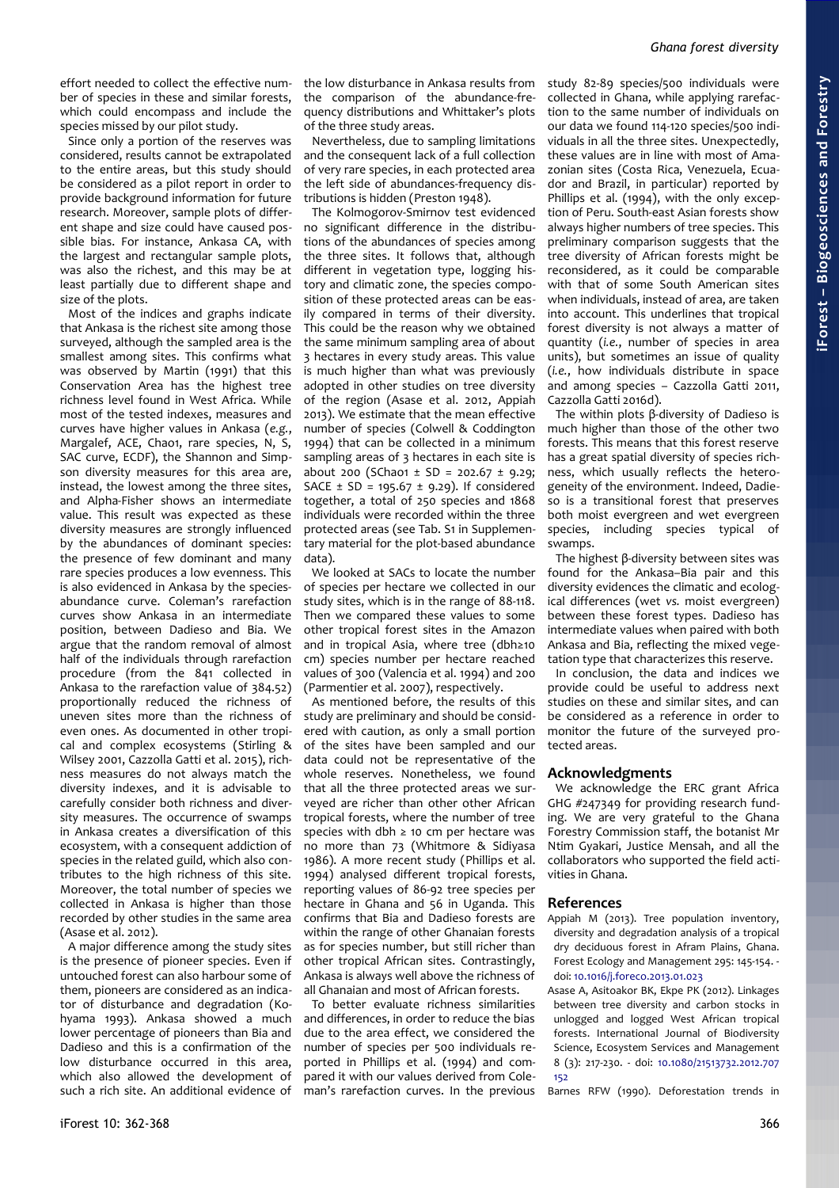effort needed to collect the effective number of species in these and similar forests, which could encompass and include the species missed by our pilot study.

Since only a portion of the reserves was considered, results cannot be extrapolated to the entire areas, but this study should be considered as a pilot report in order to provide background information for future research. Moreover, sample plots of different shape and size could have caused possible bias. For instance, Ankasa CA, with the largest and rectangular sample plots, was also the richest, and this may be at least partially due to different shape and size of the plots.

Most of the indices and graphs indicate that Ankasa is the richest site among those surveyed, although the sampled area is the smallest among sites. This confirms what was observed by Martin (1991) that this Conservation Area has the highest tree richness level found in West Africa. While most of the tested indexes, measures and curves have higher values in Ankasa (*e.g.*, Margalef, ACE, Chao1, rare species, N, S, SAC curve, ECDF), the Shannon and Simpson diversity measures for this area are, instead, the lowest among the three sites, and Alpha-Fisher shows an intermediate value. This result was expected as these diversity measures are strongly influenced by the abundances of dominant species: the presence of few dominant and many rare species produces a low evenness. This is also evidenced in Ankasa by the species-abundance curve. Coleman's rarefaction curves show Ankasa in an intermediate position, between Dadieso and Bia. We argue that the random removal of almost half of the individuals through rarefaction procedure (from the 841 collected in Ankasa to the rarefaction value of 384.52) proportionally reduced the richness of uneven sites more than the richness of even ones. As documented in other tropical and complex ecosystems (Stirling & Wilsey 2001, Cazzolla Gatti et al. 2015), richness measures do not always match the diversity indexes, and it is advisable to carefully consider both richness and diversity measures. The occurrence of swamps in Ankasa creates a diversification of this ecosystem, with a consequent addiction of species in the related guild, which also contributes to the high richness of this site. Moreover, the total number of species we collected in Ankasa is higher than those recorded by other studies in the same area (Asase et al. 2012).

A major difference among the study sites is the presence of pioneer species. Even if untouched forest can also harbour some of them, pioneers are considered as an indicator of disturbance and degradation (Kohyama 1993). Ankasa showed a much lower percentage of pioneers than Bia and Dadieso and this is a confirmation of the low disturbance occurred in this area, which also allowed the development of such a rich site. An additional evidence of the low disturbance in Ankasa results from the comparison of the abundance-frequency distributions and Whittaker's plots of the three study areas.

Nevertheless, due to sampling limitations and the consequent lack of a full collection of very rare species, in each protected area the left side of abundances-frequency distributions is hidden (Preston 1948).

The Kolmogorov-Smirnov test evidenced no significant difference in the distributions of the abundances of species among the three sites. It follows that, although different in vegetation type, logging history and climatic zone, the species composition of these protected areas can be easily compared in terms of their diversity. This could be the reason why we obtained the same minimum sampling area of about 3 hectares in every study areas. This value is much higher than what was previously adopted in other studies on tree diversity of the region (Asase et al. 2012, Appiah 2013). We estimate that the mean effective number of species (Colwell & Coddington 1994) that can be collected in a minimum sampling areas of 3 hectares in each site is about 200 (SChao1 ± SD = 202.67 ± 9.29; SACE ± SD = 195.67 ± 9.29). If considered together, a total of 250 species and 1868 individuals were recorded within the three protected areas (see Tab. S1 in Supplementary material for the plot-based abundance data).

We looked at SACs to locate the number of species per hectare we collected in our study sites, which is in the range of 88-118. Then we compared these values to some other tropical forest sites in the Amazon and in tropical Asia, where tree (dbh≥10 cm) species number per hectare reached values of 300 (Valencia et al. 1994) and 200 (Parmentier et al. 2007), respectively.

As mentioned before, the results of this study are preliminary and should be considered with caution, as only a small portion of the sites have been sampled and our data could not be representative of the whole reserves. Nonetheless, we found that all the three protected areas we surveyed are richer than other other African tropical forests, where the number of tree species with dbh ≥ 10 cm per hectare was no more than 73 (Whitmore & Sidiyasa 1986). A more recent study (Phillips et al. 1994) analysed different tropical forests, reporting values of 86-92 tree species per hectare in Ghana and 56 in Uganda. This confirms that Bia and Dadieso forests are within the range of other Ghanaian forests as for species number, but still richer than other tropical African sites. Contrastingly, Ankasa is always well above the richness of all Ghanaian and most of African forests.

To better evaluate richness similarities and differences, in order to reduce the bias due to the area effect, we considered the number of species per 500 individuals reported in Phillips et al. (1994) and compared it with our values derived from Coleman's rarefaction curves. In the previous study 82-89 species/500 individuals were collected in Ghana, while applying rarefaction to the same number of individuals on our data we found 114-120 species/500 individuals in all the three sites. Unexpectedly, these values are in line with most of Amazonian sites (Costa Rica, Venezuela, Ecuador and Brazil, in particular) reported by Phillips et al. (1994), with the only exception of Peru. South-east Asian forests show always higher numbers of tree species. This preliminary comparison suggests that the tree diversity of African forests might be reconsidered, as it could be comparable with that of some South American sites when individuals, instead of area, are taken into account. This underlines that tropical forest diversity is not always a matter of quantity (*i.e.*, number of species in area units), but sometimes an issue of quality (*i.e.*, how individuals distribute in space and among species – Cazzolla Gatti 2011, Cazzolla Gatti 2016d).

The within plots β-diversity of Dadieso is much higher than those of the other two forests. This means that this forest reserve has a great spatial diversity of species richness, which usually reflects the heterogeneity of the environment. Indeed, Dadieso is a transitional forest that preserves both moist evergreen and wet evergreen species, including species typical of swamps.

The highest β-diversity between sites was found for the Ankasa–Bia pair and this diversity evidences the climatic and ecological differences (wet *vs.* moist evergreen) between these forest types. Dadieso has intermediate values when paired with both Ankasa and Bia, reflecting the mixed vegetation type that characterizes this reserve.

In conclusion, the data and indices we provide could be useful to address next studies on these and similar sites, and can be considered as a reference in order to monitor the future of the surveyed protected areas.

## Acknowledgments

We acknowledge the ERC grant Africa GHG #247349 for providing research funding. We are very grateful to the Ghana Forestry Commission staff, the botanist Mr Ntim Gyakari, Justice Mensah, and all the collaborators who supported the field activities in Ghana.

## References

Appiah M (2013). Tree population inventory, diversity and degradation analysis of a tropical dry deciduous forest in Afram Plains, Ghana. Forest Ecology and Management 295: 145-154. - doi: 10.1016/j.foreco.2013.01.023

Asase A, Asitoakor BK, Ekpe PK (2012). Linkages between tree diversity and carbon stocks in unlogged and logged West African tropical forests. International Journal of Biodiversity Science, Ecosystem Services and Management 8 (3): 217-230. - doi: 10.1080/21513732.2012.707152

Barnes RFW (1990). Deforestation trends in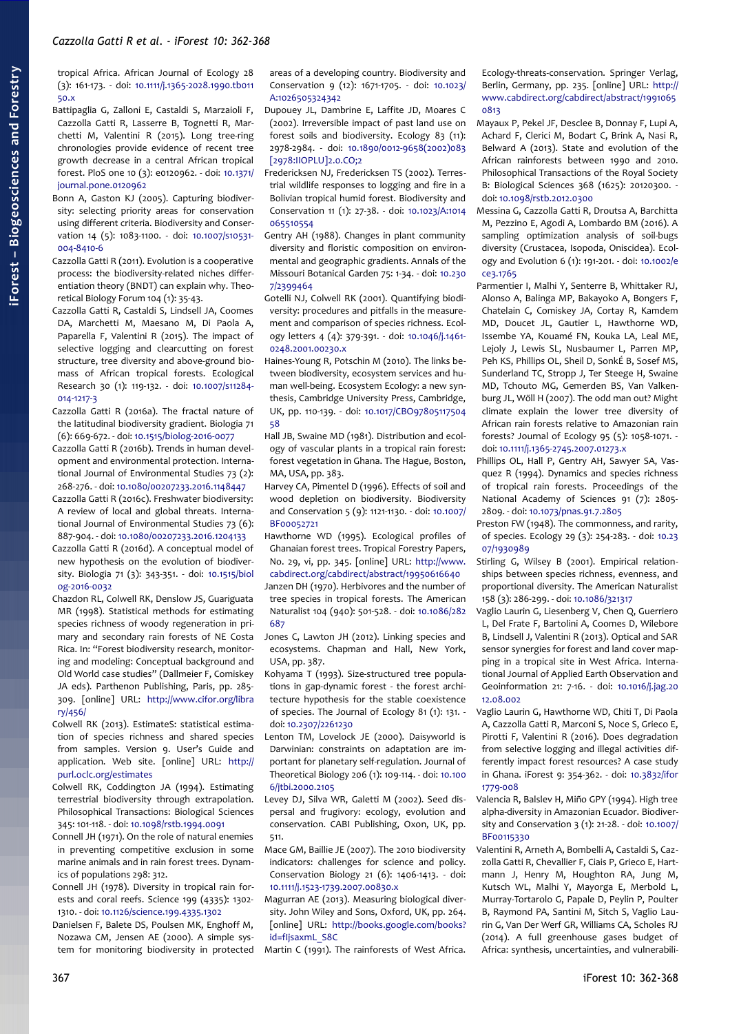tropical Africa. African Journal of Ecology 28 (3): 161-173. - doi: 10.1111/j.1365-2028.1990.tb01150.x

Battipaglia G, Zalloni E, Castaldi S, Marzaioli F, Cazzolla Gatti R, Lasserre B, Tognetti R, Marchetti M, Valentini R (2015). Long tree-ring chronologies provide evidence of recent tree growth decrease in a central African tropical forest. PloS one 10 (3): e0120962. - doi: 10.1371/journal.pone.0120962

Bonn A, Gaston KJ (2005). Capturing biodiversity: selecting priority areas for conservation using different criteria. Biodiversity and Conservation 14 (5): 1083-1100. - doi: 10.1007/s10531-004-8410-6

Cazzolla Gatti R (2011). Evolution is a cooperative process: the biodiversity-related niches differentiation theory (BNDT) can explain why. Theoretical Biology Forum 104 (1): 35-43.

Cazzolla Gatti R, Castaldi S, Lindsell JA, Coomes DA, Marchetti M, Maesano M, Di Paola A, Paparella F, Valentini R (2015). The impact of selective logging and clearcutting on forest structure, tree diversity and above-ground biomass of African tropical forests. Ecological Research 30 (1): 119-132. - doi: 10.1007/s11284-014-1217-3

Cazzolla Gatti R (2016a). The fractal nature of the latitudinal biodiversity gradient. Biologia 71 (6): 669-672. - doi: 10.1515/biolog-2016-0077

Cazzolla Gatti R (2016b). Trends in human development and environmental protection. International Journal of Environmental Studies 73 (2): 268-276. - doi: 10.1080/00207233.2016.1148447

Cazzolla Gatti R (2016c). Freshwater biodiversity: A review of local and global threats. International Journal of Environmental Studies 73 (6): 887-904. - doi: 10.1080/00207233.2016.1204133

Cazzolla Gatti R (2016d). A conceptual model of new hypothesis on the evolution of biodiversity. Biologia 71 (3): 343-351. - doi: 10.1515/biolog-2016-0032

Chazdon RL, Colwell RK, Denslow JS, Guariguata MR (1998). Statistical methods for estimating species richness of woody regeneration in primary and secondary rain forests of NE Costa Rica. In: "Forest biodiversity research, monitoring and modeling: Conceptual background and Old World case studies" (Dallmeier F, Comiskey JA eds). Parthenon Publishing, Paris, pp. 285-309. [online] URL: http://www.cifor.org/library/456/

Colwell RK (2013). EstimateS: statistical estimation of species richness and shared species from samples. Version 9. User's Guide and application. Web site. [online] URL: http://purl.oclc.org/estimates

Colwell RK, Coddington JA (1994). Estimating terrestrial biodiversity through extrapolation. Philosophical Transactions: Biological Sciences 345: 101-118. - doi: 10.1098/rstb.1994.0091

Connell JH (1971). On the role of natural enemies in preventing competitive exclusion in some marine animals and in rain forest trees. Dynamics of populations 298: 312.

Connell JH (1978). Diversity in tropical rain forests and coral reefs. Science 199 (4335): 1302-1310. - doi: 10.1126/science.199.4335.1302

Danielsen F, Balete DS, Poulsen MK, Enghoff M, Nozawa CM, Jensen AE (2000). A simple system for monitoring biodiversity in protected areas of a developing country. Biodiversity and Conservation 9 (12): 1671-1705. - doi: 10.1023/A:1026505324342

Dupouey JL, Dambrine E, Laffite JD, Moares C (2002). Irreversible impact of past land use on forest soils and biodiversity. Ecology 83 (11): 2978-2984. - doi: 10.1890/0012-9658(2002)083[2978:IIOPLU]2.0.CO;2

Fredericksen NJ, Fredericksen TS (2002). Terrestrial wildlife responses to logging and fire in a Bolivian tropical humid forest. Biodiversity and Conservation 11 (1): 27-38. - doi: 10.1023/A:1014065510554

Gentry AH (1988). Changes in plant community diversity and floristic composition on environmental and geographic gradients. Annals of the Missouri Botanical Garden 75: 1-34. - doi: 10.2307/2399464

Gotelli NJ, Colwell RK (2001). Quantifying biodiversity: procedures and pitfalls in the measurement and comparison of species richness. Ecology letters 4 (4): 379-391. - doi: 10.1046/j.1461-0248.2001.00230.x

Haines-Young R, Potschin M (2010). The links between biodiversity, ecosystem services and human well-being. Ecosystem Ecology: a new synthesis, Cambridge University Press, Cambridge, UK, pp. 110-139. - doi: 10.1017/CBO9780511750458

Hall JB, Swaine MD (1981). Distribution and ecology of vascular plants in a tropical rain forest: forest vegetation in Ghana. The Hague, Boston, MA, USA, pp. 383.

Harvey CA, Pimentel D (1996). Effects of soil and wood depletion on biodiversity. Biodiversity and Conservation 5 (9): 1121-1130. - doi: 10.1007/BF00052721

Hawthorne WD (1995). Ecological profiles of Ghanaian forest trees. Tropical Forestry Papers, No. 29, vi, pp. 345. [online] URL: http://www.cabdirect.org/cabdirect/abstract/19950616640

Janzen DH (1970). Herbivores and the number of tree species in tropical forests. The American Naturalist 104 (940): 501-528. - doi: 10.1086/282687

Jones C, Lawton JH (2012). Linking species and ecosystems. Chapman and Hall, New York, USA, pp. 387.

Kohyama T (1993). Size-structured tree populations in gap-dynamic forest - the forest architecture hypothesis for the stable coexistence of species. The Journal of Ecology 81 (1): 131. - doi: 10.2307/2261230

Lenton TM, Lovelock JE (2000). Daisyworld is Darwinian: constraints on adaptation are important for planetary self-regulation. Journal of Theoretical Biology 206 (1): 109-114. - doi: 10.1006/jtbi.2000.2105

Levey DJ, Silva WR, Galetti M (2002). Seed dispersal and frugivory: ecology, evolution and conservation. CABI Publishing, Oxon, UK, pp. 511.

Mace GM, Baillie JE (2007). The 2010 biodiversity indicators: challenges for science and policy. Conservation Biology 21 (6): 1406-1413. - doi: 10.1111/j.1523-1739.2007.00830.x

Magurran AE (2013). Measuring biological diversity. John Wiley and Sons, Oxford, UK, pp. 264. [online] URL: http://books.google.com/books?id=fIjsaxmL_S8C

Martin C (1991). The rainforests of West Africa. Ecology-threats-conservation. Springer Verlag, Berlin, Germany, pp. 235. [online] URL: http://www.cabdirect.org/cabdirect/abstract/19910650813

Mayaux P, Pekel JF, Desclee B, Donnay F, Lupi A, Achard F, Clerici M, Bodart C, Brink A, Nasi R, Belward A (2013). State and evolution of the African rainforests between 1990 and 2010. Philosophical Transactions of the Royal Society B: Biological Sciences 368 (1625): 20120300. - doi: 10.1098/rstb.2012.0300

Messina G, Cazzolla Gatti R, Droutsa A, Barchitta M, Pezzino E, Agodi A, Lombardo BM (2016). A sampling optimization analysis of soil-bugs diversity (Crustacea, Isopoda, Oniscidea). Ecology and Evolution 6 (1): 191-201. - doi: 10.1002/ece3.1765

Parmentier I, Malhi Y, Senterre B, Whittaker RJ, Alonso A, Balinga MP, Bakayoko A, Bongers F, Chatelain C, Comiskey JA, Cortay R, Kamdem MD, Doucet JL, Gautier L, Hawthorne WD, Issembe YA, Kouamé FN, Kouka LA, Leal ME, Lejoly J, Lewis SL, Nusbaumer L, Parren MP, Peh KS, Phillips OL, Sheil D, SonKÉ B, Sosef MS, Sunderland TC, Stropp J, Ter Steege H, Swaine MD, Tchouto MG, Gemerden BS, Van Valkenburg JL, Wöll H (2007). The odd man out? Might climate explain the lower tree diversity of African rain forests relative to Amazonian rain forests? Journal of Ecology 95 (5): 1058-1071. - doi: 10.1111/j.1365-2745.2007.01273.x

Phillips OL, Hall P, Gentry AH, Sawyer SA, Vasquez R (1994). Dynamics and species richness of tropical rain forests. Proceedings of the National Academy of Sciences 91 (7): 2805-2809. - doi: 10.1073/pnas.91.7.2805

Preston FW (1948). The commonness, and rarity, of species. Ecology 29 (3): 254-283. - doi: 10.2307/1930989

Stirling G, Wilsey B (2001). Empirical relationships between species richness, evenness, and proportional diversity. The American Naturalist 158 (3): 286-299. - doi: 10.1086/321317

Vaglio Laurin G, Liesenberg V, Chen Q, Guerriero L, Del Frate F, Bartolini A, Coomes D, Wilebore B, Lindsell J, Valentini R (2013). Optical and SAR sensor synergies for forest and land cover mapping in a tropical site in West Africa. International Journal of Applied Earth Observation and Geoinformation 21: 7-16. - doi: 10.1016/j.jag.2012.08.002

Vaglio Laurin G, Hawthorne WD, Chiti T, Di Paola A, Cazzolla Gatti R, Marconi S, Noce S, Grieco E, Pirotti F, Valentini R (2016). Does degradation from selective logging and illegal activities differently impact forest resources? A case study in Ghana. iForest 9: 354-362. - doi: 10.3832/ifor1779-008

Valencia R, Balslev H, Miño GPY (1994). High tree alpha-diversity in Amazonian Ecuador. Biodiversity and Conservation 3 (1): 21-28. - doi: 10.1007/BF00115330

Valentini R, Arneth A, Bombelli A, Castaldi S, Cazzolla Gatti R, Chevallier F, Ciais P, Grieco E, Hartmann J, Henry M, Houghton RA, Jung M, Kutsch WL, Malhi Y, Mayorga E, Merbold L, Murray-Tortarolo G, Papale D, Peylin P, Poulter B, Raymond PA, Santini M, Sitch S, Vaglio Laurin G, Van Der Werf GR, Williams CA, Scholes RJ (2014). A full greenhouse gases budget of Africa: synthesis, uncertainties, and vulnerabili-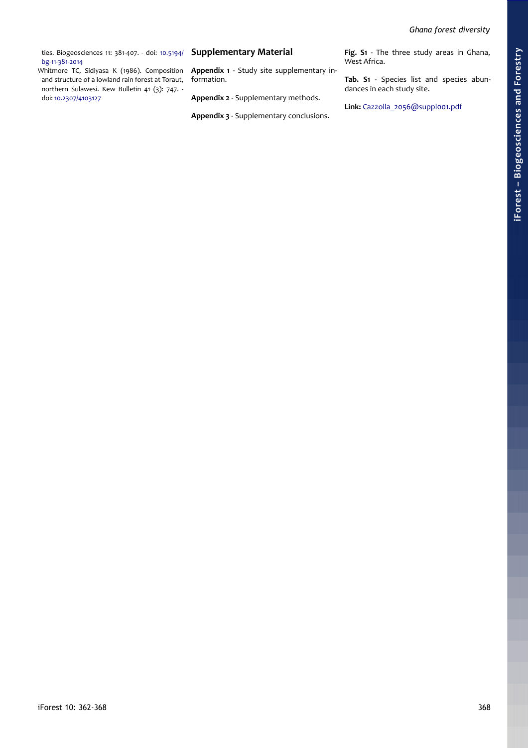ties. Biogeosciences 11: 381-407. - doi: 10.5194/bg-11-381-2014

Whitmore TC, Sidiyasa K (1986). Composition and structure of a lowland rain forest at Toraut, northern Sulawesi. Kew Bulletin 41 (3): 747. - doi: 10.2307/4103127

## Supplementary Material

**Appendix 1** - Study site supplementary information.

**Appendix 2** - Supplementary methods.

**Appendix 3** - Supplementary conclusions.

**Fig. S1** - The three study areas in Ghana, West Africa.

**Tab. S1** - Species list and species abundances in each study site.

**Link:** Cazzolla_2056@suppl001.pdf